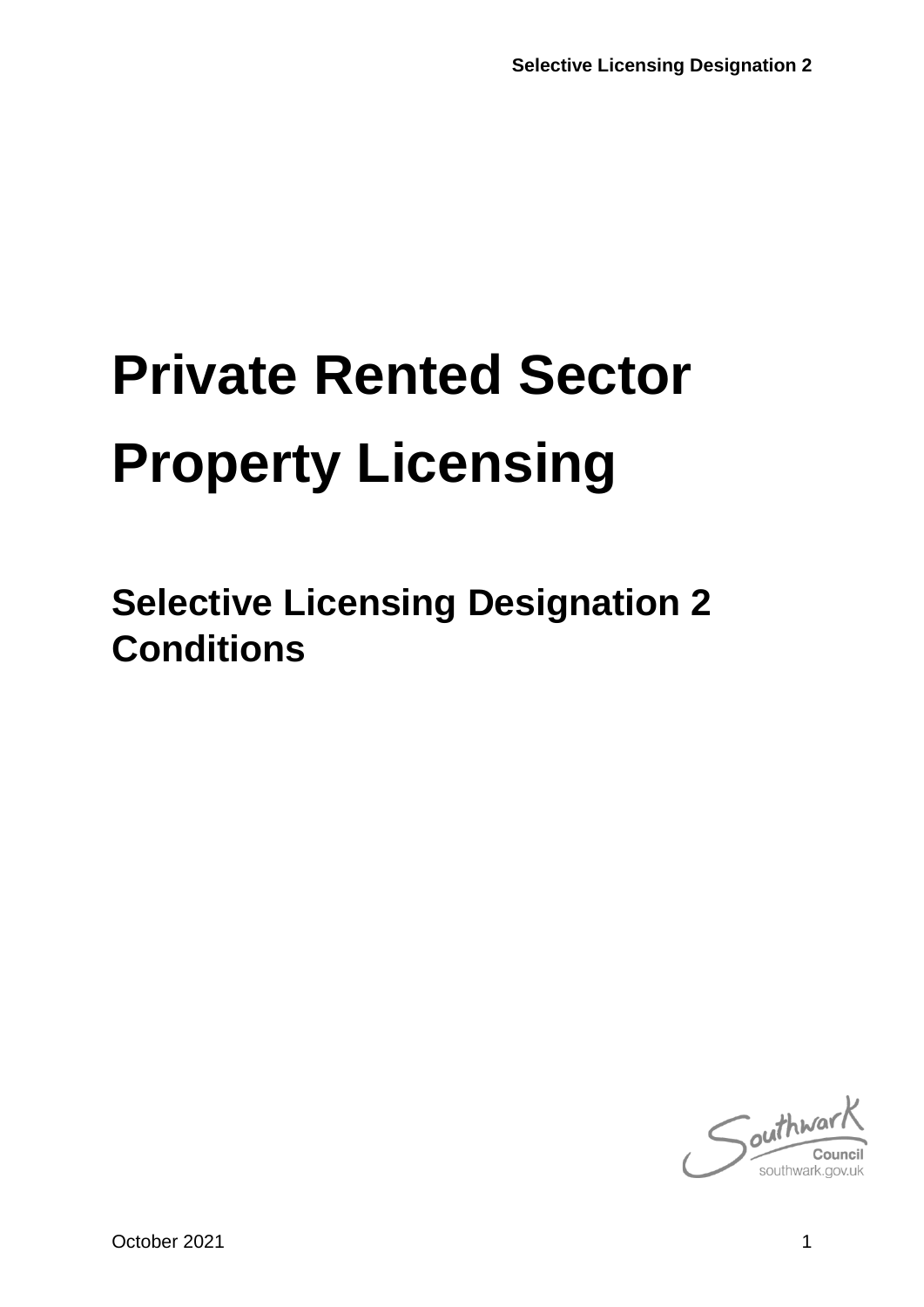# Private Rented Sector Property Licensing

## Selective Licensing Designation 2 Conditions

Southwark Council
southwark.gov.uk

October 2021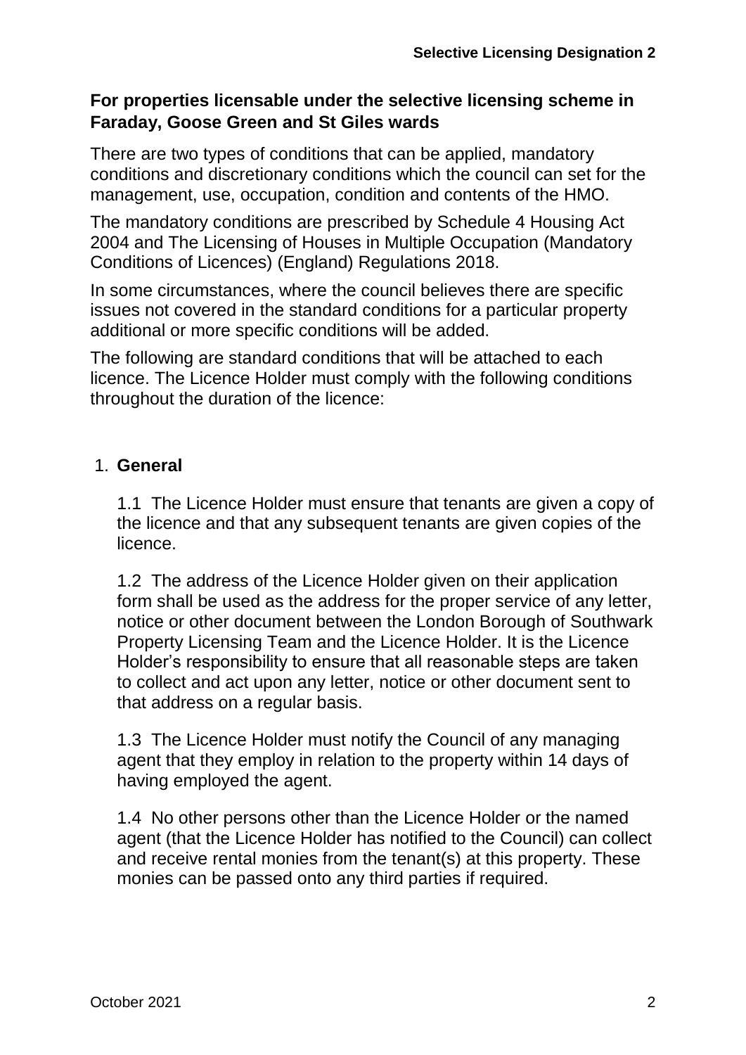**For properties licensable under the selective licensing scheme in Faraday, Goose Green and St Giles wards**

There are two types of conditions that can be applied, mandatory conditions and discretionary conditions which the council can set for the management, use, occupation, condition and contents of the HMO.

The mandatory conditions are prescribed by Schedule 4 Housing Act 2004 and The Licensing of Houses in Multiple Occupation (Mandatory Conditions of Licences) (England) Regulations 2018.

In some circumstances, where the council believes there are specific issues not covered in the standard conditions for a particular property additional or more specific conditions will be added.

The following are standard conditions that will be attached to each licence. The Licence Holder must comply with the following conditions throughout the duration of the licence:

1. **General**

   1.1 The Licence Holder must ensure that tenants are given a copy of the licence and that any subsequent tenants are given copies of the licence.

   1.2 The address of the Licence Holder given on their application form shall be used as the address for the proper service of any letter, notice or other document between the London Borough of Southwark Property Licensing Team and the Licence Holder. It is the Licence Holder's responsibility to ensure that all reasonable steps are taken to collect and act upon any letter, notice or other document sent to that address on a regular basis.

   1.3 The Licence Holder must notify the Council of any managing agent that they employ in relation to the property within 14 days of having employed the agent.

   1.4 No other persons other than the Licence Holder or the named agent (that the Licence Holder has notified to the Council) can collect and receive rental monies from the tenant(s) at this property. These monies can be passed onto any third parties if required.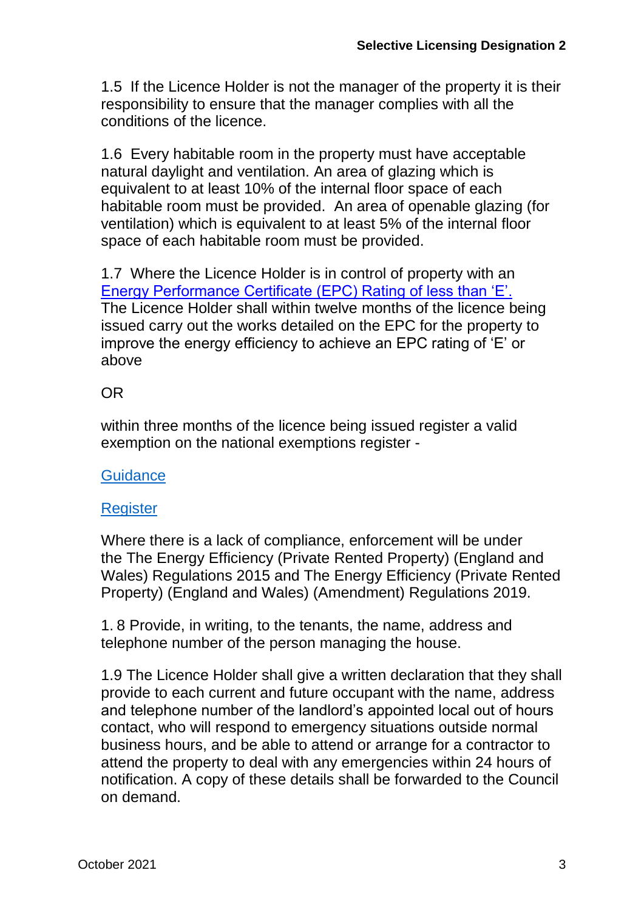1.5 If the Licence Holder is not the manager of the property it is their responsibility to ensure that the manager complies with all the conditions of the licence.

1.6 Every habitable room in the property must have acceptable natural daylight and ventilation. An area of glazing which is equivalent to at least 10% of the internal floor space of each habitable room must be provided. An area of openable glazing (for ventilation) which is equivalent to at least 5% of the internal floor space of each habitable room must be provided.

1.7 Where the Licence Holder is in control of property with an Energy Performance Certificate (EPC) Rating of less than 'E'. The Licence Holder shall within twelve months of the licence being issued carry out the works detailed on the EPC for the property to improve the energy efficiency to achieve an EPC rating of 'E' or above

OR

within three months of the licence being issued register a valid exemption on the national exemptions register -

Guidance

Register

Where there is a lack of compliance, enforcement will be under the The Energy Efficiency (Private Rented Property) (England and Wales) Regulations 2015 and The Energy Efficiency (Private Rented Property) (England and Wales) (Amendment) Regulations 2019.

1. 8 Provide, in writing, to the tenants, the name, address and telephone number of the person managing the house.

1.9 The Licence Holder shall give a written declaration that they shall provide to each current and future occupant with the name, address and telephone number of the landlord's appointed local out of hours contact, who will respond to emergency situations outside normal business hours, and be able to attend or arrange for a contractor to attend the property to deal with any emergencies within 24 hours of notification. A copy of these details shall be forwarded to the Council on demand.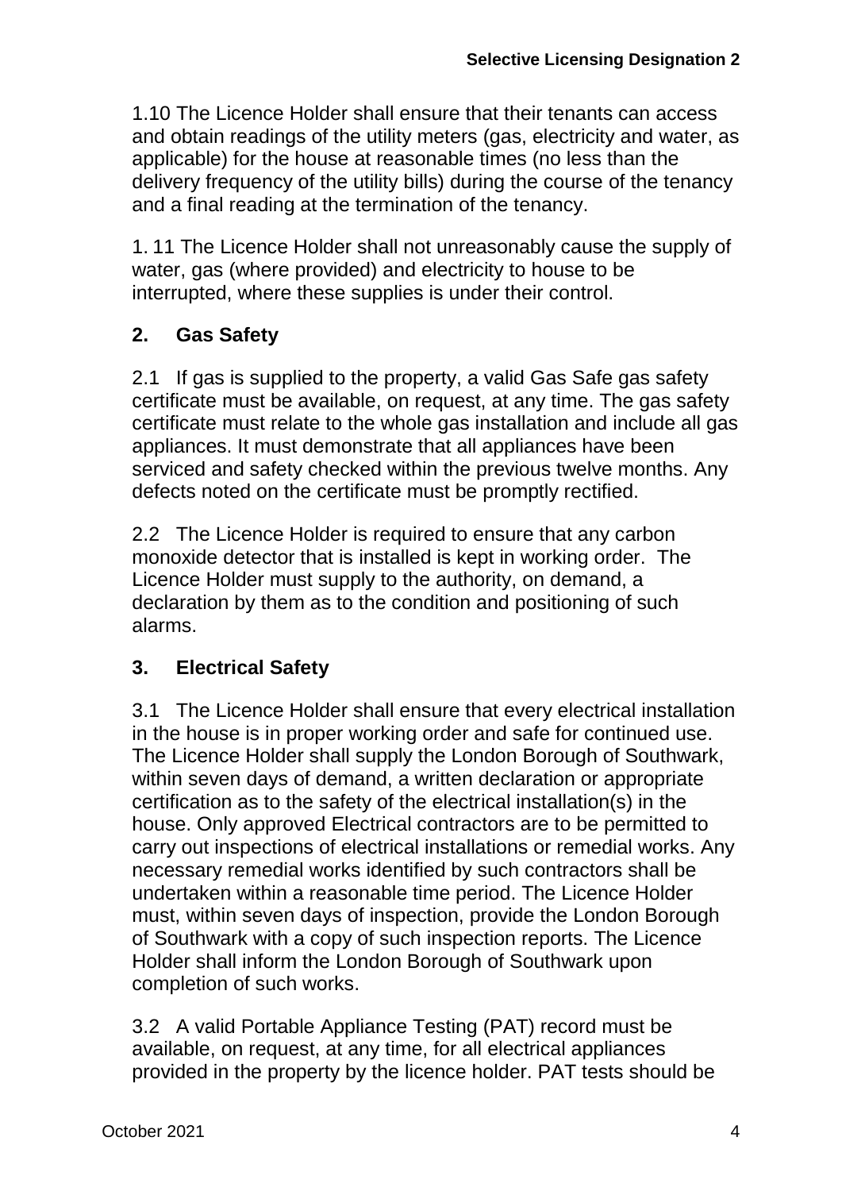1.10 The Licence Holder shall ensure that their tenants can access and obtain readings of the utility meters (gas, electricity and water, as applicable) for the house at reasonable times (no less than the delivery frequency of the utility bills) during the course of the tenancy and a final reading at the termination of the tenancy.

1. 11 The Licence Holder shall not unreasonably cause the supply of water, gas (where provided) and electricity to house to be interrupted, where these supplies is under their control.

## 2. Gas Safety

2.1 If gas is supplied to the property, a valid Gas Safe gas safety certificate must be available, on request, at any time. The gas safety certificate must relate to the whole gas installation and include all gas appliances. It must demonstrate that all appliances have been serviced and safety checked within the previous twelve months. Any defects noted on the certificate must be promptly rectified.

2.2 The Licence Holder is required to ensure that any carbon monoxide detector that is installed is kept in working order. The Licence Holder must supply to the authority, on demand, a declaration by them as to the condition and positioning of such alarms.

## 3. Electrical Safety

3.1 The Licence Holder shall ensure that every electrical installation in the house is in proper working order and safe for continued use. The Licence Holder shall supply the London Borough of Southwark, within seven days of demand, a written declaration or appropriate certification as to the safety of the electrical installation(s) in the house. Only approved Electrical contractors are to be permitted to carry out inspections of electrical installations or remedial works. Any necessary remedial works identified by such contractors shall be undertaken within a reasonable time period. The Licence Holder must, within seven days of inspection, provide the London Borough of Southwark with a copy of such inspection reports. The Licence Holder shall inform the London Borough of Southwark upon completion of such works.

3.2 A valid Portable Appliance Testing (PAT) record must be available, on request, at any time, for all electrical appliances provided in the property by the licence holder. PAT tests should be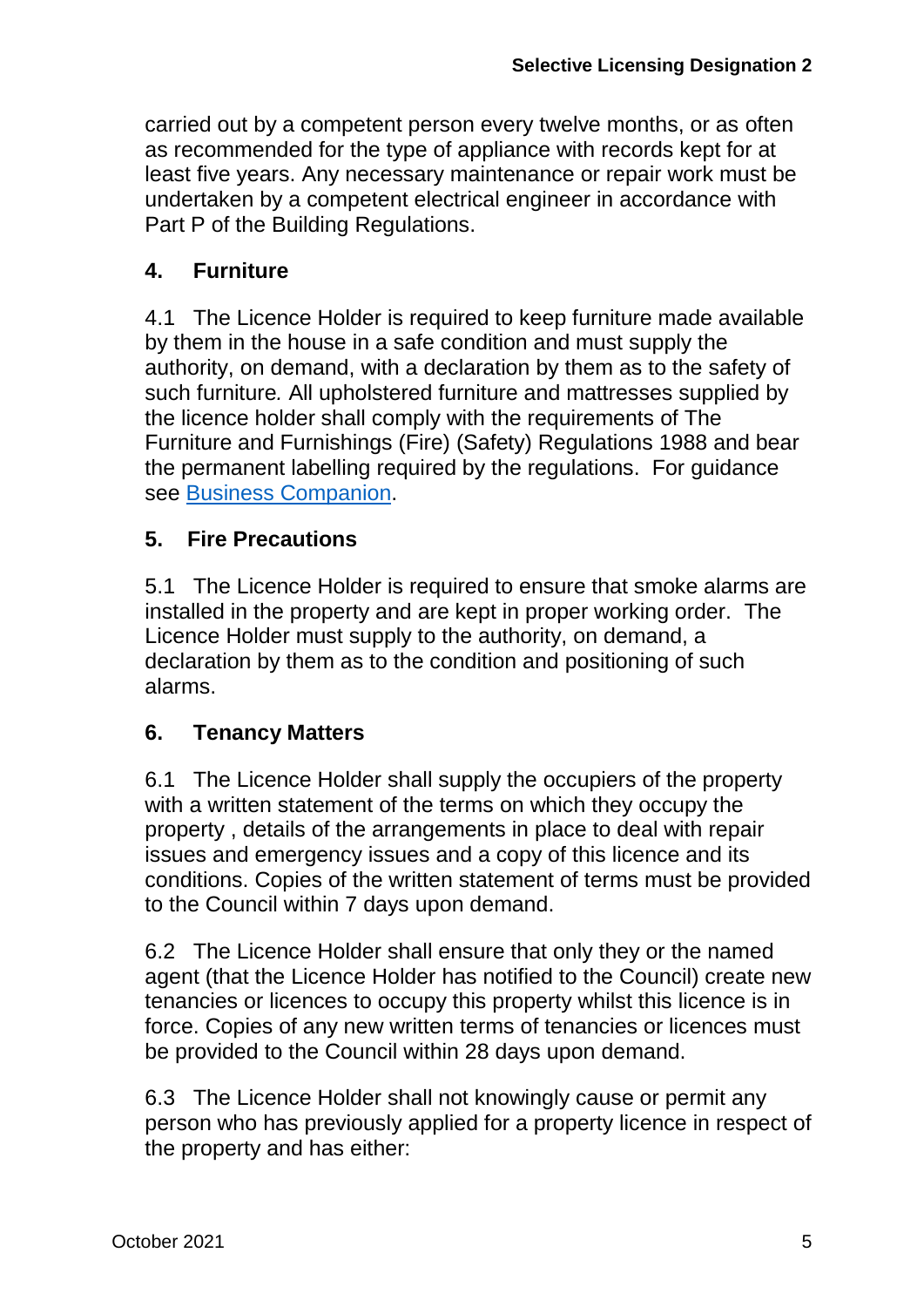carried out by a competent person every twelve months, or as often as recommended for the type of appliance with records kept for at least five years. Any necessary maintenance or repair work must be undertaken by a competent electrical engineer in accordance with Part P of the Building Regulations.

## 4. Furniture

4.1 The Licence Holder is required to keep furniture made available by them in the house in a safe condition and must supply the authority, on demand, with a declaration by them as to the safety of such furniture. All upholstered furniture and mattresses supplied by the licence holder shall comply with the requirements of The Furniture and Furnishings (Fire) (Safety) Regulations 1988 and bear the permanent labelling required by the regulations. For guidance see Business Companion.

## 5. Fire Precautions

5.1 The Licence Holder is required to ensure that smoke alarms are installed in the property and are kept in proper working order. The Licence Holder must supply to the authority, on demand, a declaration by them as to the condition and positioning of such alarms.

## 6. Tenancy Matters

6.1 The Licence Holder shall supply the occupiers of the property with a written statement of the terms on which they occupy the property , details of the arrangements in place to deal with repair issues and emergency issues and a copy of this licence and its conditions. Copies of the written statement of terms must be provided to the Council within 7 days upon demand.

6.2 The Licence Holder shall ensure that only they or the named agent (that the Licence Holder has notified to the Council) create new tenancies or licences to occupy this property whilst this licence is in force. Copies of any new written terms of tenancies or licences must be provided to the Council within 28 days upon demand.

6.3 The Licence Holder shall not knowingly cause or permit any person who has previously applied for a property licence in respect of the property and has either: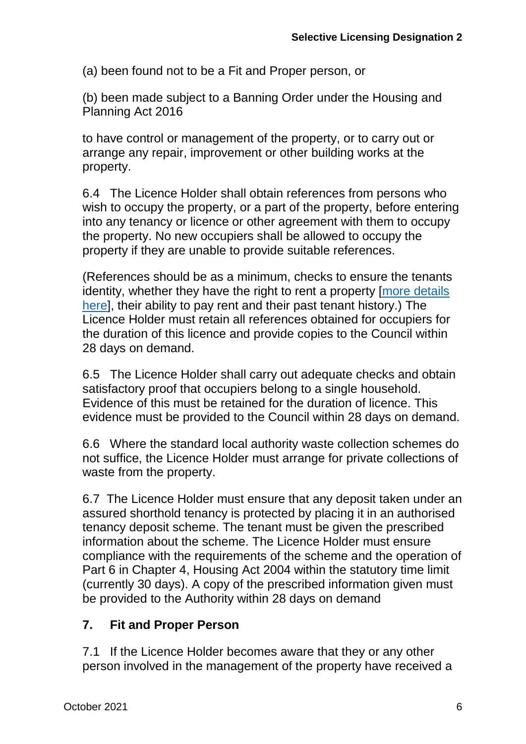(a) been found not to be a Fit and Proper person, or

(b) been made subject to a Banning Order under the Housing and Planning Act 2016

to have control or management of the property, or to carry out or arrange any repair, improvement or other building works at the property.

6.4 The Licence Holder shall obtain references from persons who wish to occupy the property, or a part of the property, before entering into any tenancy or licence or other agreement with them to occupy the property. No new occupiers shall be allowed to occupy the property if they are unable to provide suitable references.

(References should be as a minimum, checks to ensure the tenants identity, whether they have the right to rent a property [more details here], their ability to pay rent and their past tenant history.) The Licence Holder must retain all references obtained for occupiers for the duration of this licence and provide copies to the Council within 28 days on demand.

6.5 The Licence Holder shall carry out adequate checks and obtain satisfactory proof that occupiers belong to a single household. Evidence of this must be retained for the duration of licence. This evidence must be provided to the Council within 28 days on demand.

6.6 Where the standard local authority waste collection schemes do not suffice, the Licence Holder must arrange for private collections of waste from the property.

6.7 The Licence Holder must ensure that any deposit taken under an assured shorthold tenancy is protected by placing it in an authorised tenancy deposit scheme. The tenant must be given the prescribed information about the scheme. The Licence Holder must ensure compliance with the requirements of the scheme and the operation of Part 6 in Chapter 4, Housing Act 2004 within the statutory time limit (currently 30 days). A copy of the prescribed information given must be provided to the Authority within 28 days on demand

## 7. Fit and Proper Person

7.1 If the Licence Holder becomes aware that they or any other person involved in the management of the property have received a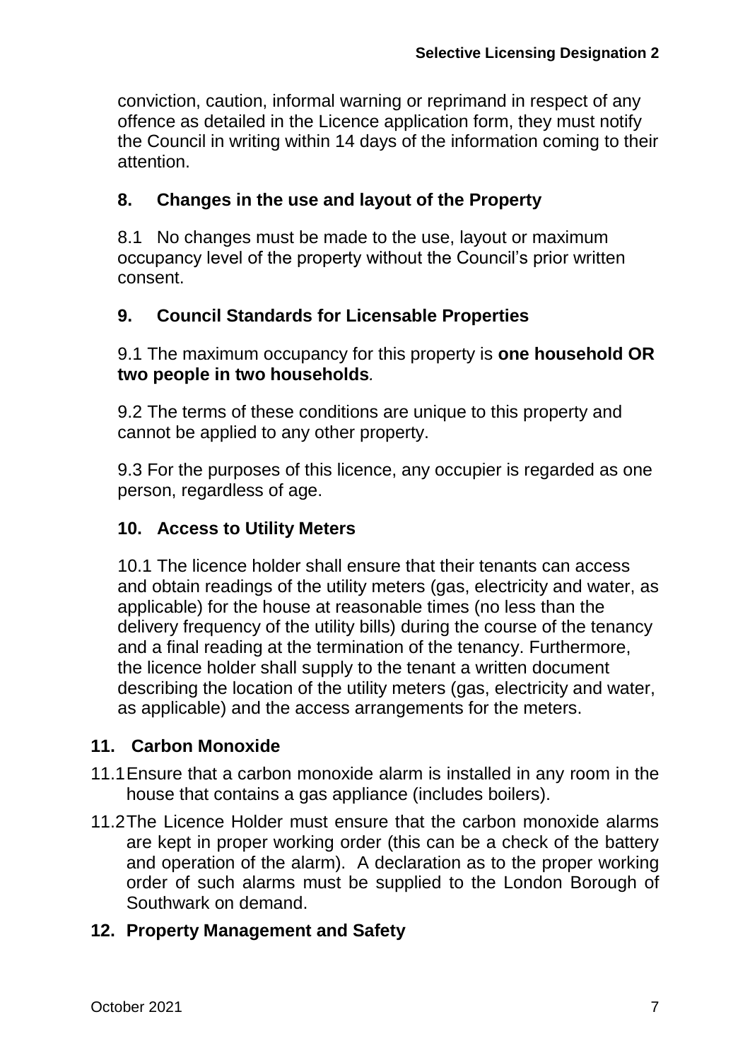conviction, caution, informal warning or reprimand in respect of any offence as detailed in the Licence application form, they must notify the Council in writing within 14 days of the information coming to their attention.

## 8. Changes in the use and layout of the Property

8.1 No changes must be made to the use, layout or maximum occupancy level of the property without the Council's prior written consent.

## 9. Council Standards for Licensable Properties

9.1 The maximum occupancy for this property is **one household OR two people in two households**.

9.2 The terms of these conditions are unique to this property and cannot be applied to any other property.

9.3 For the purposes of this licence, any occupier is regarded as one person, regardless of age.

## 10. Access to Utility Meters

10.1 The licence holder shall ensure that their tenants can access and obtain readings of the utility meters (gas, electricity and water, as applicable) for the house at reasonable times (no less than the delivery frequency of the utility bills) during the course of the tenancy and a final reading at the termination of the tenancy. Furthermore, the licence holder shall supply to the tenant a written document describing the location of the utility meters (gas, electricity and water, as applicable) and the access arrangements for the meters.

## 11. Carbon Monoxide

11.1 Ensure that a carbon monoxide alarm is installed in any room in the house that contains a gas appliance (includes boilers).

11.2 The Licence Holder must ensure that the carbon monoxide alarms are kept in proper working order (this can be a check of the battery and operation of the alarm). A declaration as to the proper working order of such alarms must be supplied to the London Borough of Southwark on demand.

## 12. Property Management and Safety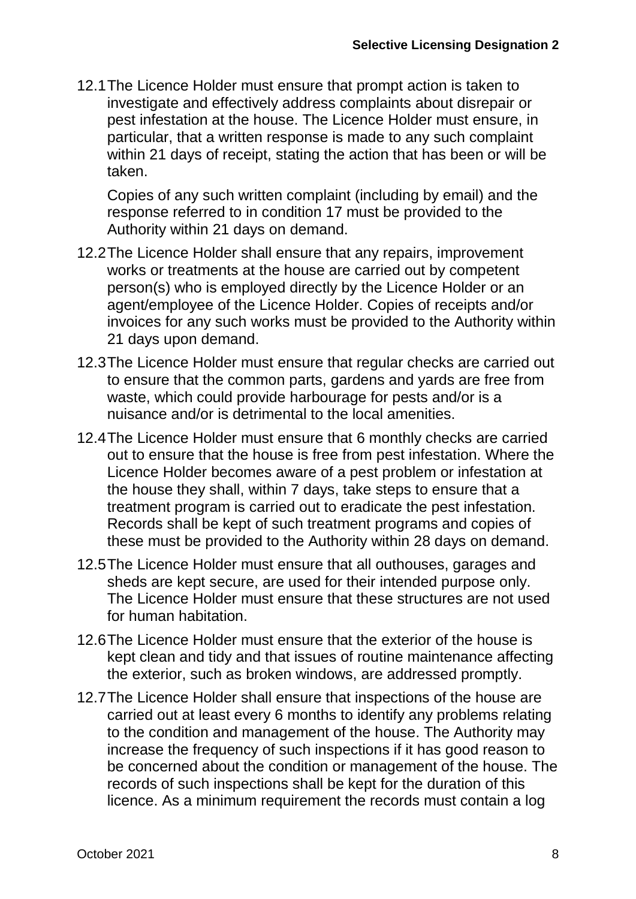12.1 The Licence Holder must ensure that prompt action is taken to investigate and effectively address complaints about disrepair or pest infestation at the house. The Licence Holder must ensure, in particular, that a written response is made to any such complaint within 21 days of receipt, stating the action that has been or will be taken.

     Copies of any such written complaint (including by email) and the response referred to in condition 17 must be provided to the Authority within 21 days on demand.

12.2 The Licence Holder shall ensure that any repairs, improvement works or treatments at the house are carried out by competent person(s) who is employed directly by the Licence Holder or an agent/employee of the Licence Holder. Copies of receipts and/or invoices for any such works must be provided to the Authority within 21 days upon demand.

12.3 The Licence Holder must ensure that regular checks are carried out to ensure that the common parts, gardens and yards are free from waste, which could provide harbourage for pests and/or is a nuisance and/or is detrimental to the local amenities.

12.4 The Licence Holder must ensure that 6 monthly checks are carried out to ensure that the house is free from pest infestation. Where the Licence Holder becomes aware of a pest problem or infestation at the house they shall, within 7 days, take steps to ensure that a treatment program is carried out to eradicate the pest infestation. Records shall be kept of such treatment programs and copies of these must be provided to the Authority within 28 days on demand.

12.5 The Licence Holder must ensure that all outhouses, garages and sheds are kept secure, are used for their intended purpose only. The Licence Holder must ensure that these structures are not used for human habitation.

12.6 The Licence Holder must ensure that the exterior of the house is kept clean and tidy and that issues of routine maintenance affecting the exterior, such as broken windows, are addressed promptly.

12.7 The Licence Holder shall ensure that inspections of the house are carried out at least every 6 months to identify any problems relating to the condition and management of the house. The Authority may increase the frequency of such inspections if it has good reason to be concerned about the condition or management of the house. The records of such inspections shall be kept for the duration of this licence. As a minimum requirement the records must contain a log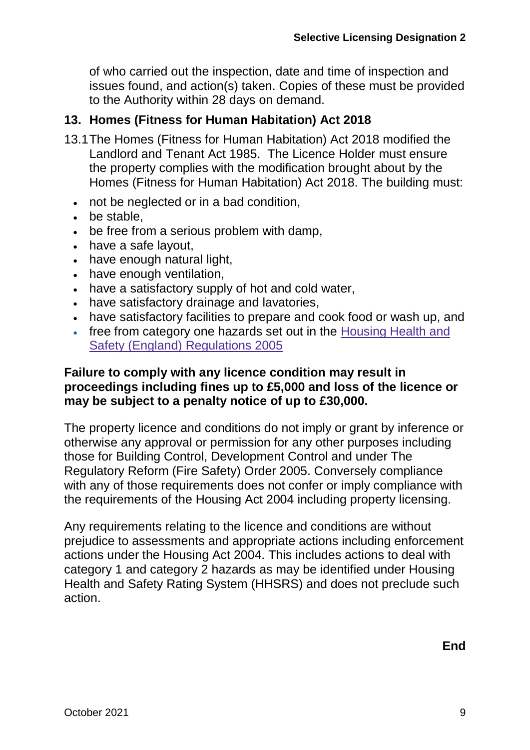of who carried out the inspection, date and time of inspection and issues found, and action(s) taken. Copies of these must be provided to the Authority within 28 days on demand.

## 13. Homes (Fitness for Human Habitation) Act 2018

13.1 The Homes (Fitness for Human Habitation) Act 2018 modified the Landlord and Tenant Act 1985. The Licence Holder must ensure the property complies with the modification brought about by the Homes (Fitness for Human Habitation) Act 2018. The building must:

- not be neglected or in a bad condition,
- be stable,
- be free from a serious problem with damp,
- have a safe layout,
- have enough natural light,
- have enough ventilation,
- have a satisfactory supply of hot and cold water,
- have satisfactory drainage and lavatories,
- have satisfactory facilities to prepare and cook food or wash up, and
- free from category one hazards set out in the Housing Health and Safety (England) Regulations 2005

**Failure to comply with any licence condition may result in proceedings including fines up to £5,000 and loss of the licence or may be subject to a penalty notice of up to £30,000.**

The property licence and conditions do not imply or grant by inference or otherwise any approval or permission for any other purposes including those for Building Control, Development Control and under The Regulatory Reform (Fire Safety) Order 2005. Conversely compliance with any of those requirements does not confer or imply compliance with the requirements of the Housing Act 2004 including property licensing.

Any requirements relating to the licence and conditions are without prejudice to assessments and appropriate actions including enforcement actions under the Housing Act 2004. This includes actions to deal with category 1 and category 2 hazards as may be identified under Housing Health and Safety Rating System (HHSRS) and does not preclude such action.

**End**